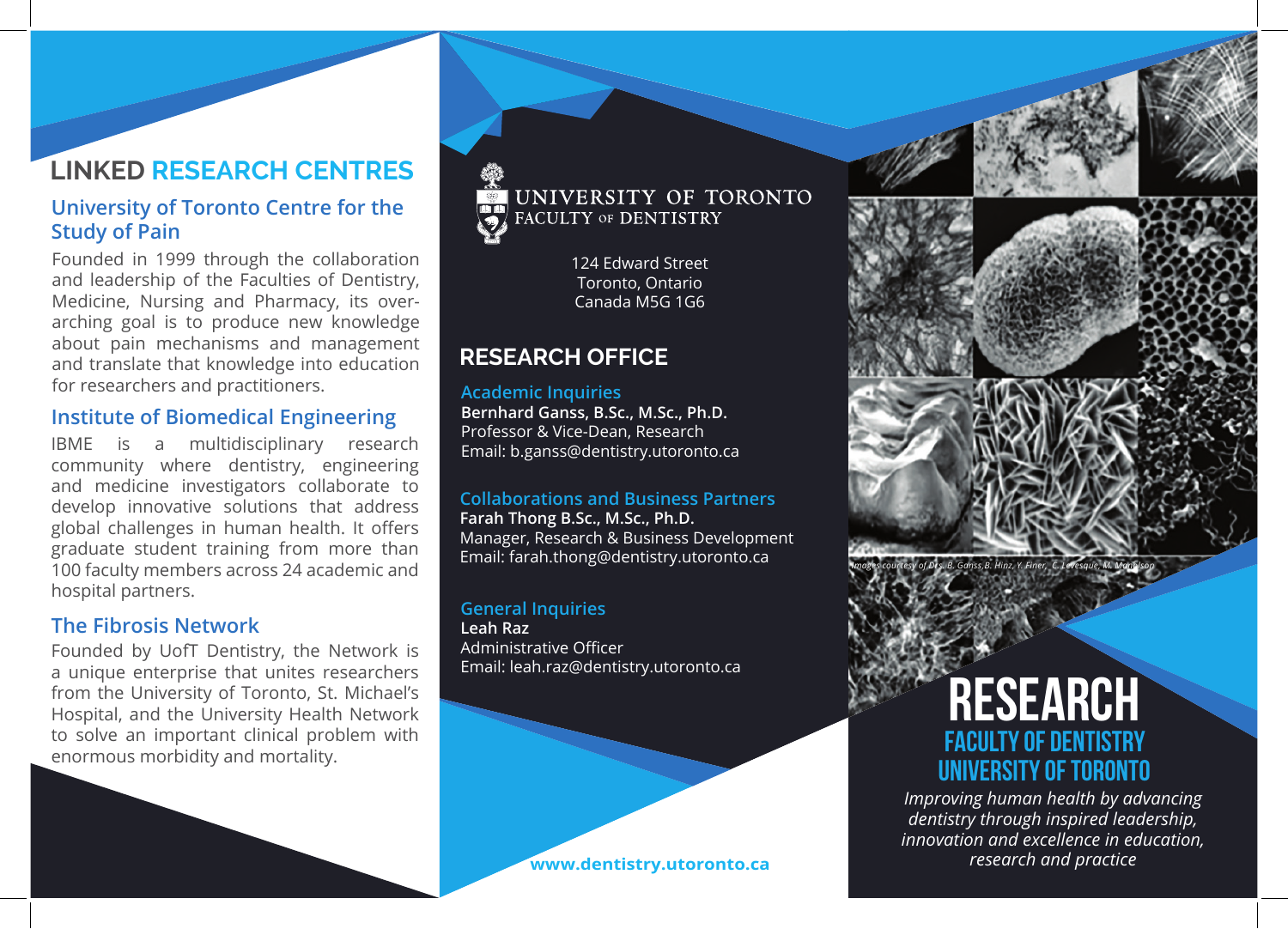## LINKED RESEARCH CENTRES

### University of Toronto Centre for the Study of Pain

Founded in 1999 through the collaboration and leadership of the Faculties of Dentistry, Medicine, Nursing and Pharmacy, its overarching goal is to produce new knowledge about pain mechanisms and management and translate that knowledge into education for researchers and practitioners.

### Institute of Biomedical Engineering

IBME is a multidisciplinary research community where dentistry, engineering and medicine investigators collaborate to develop innovative solutions that address global challenges in human health. It offers graduate student training from more than 100 faculty members across 24 academic and hospital partners.

### The Fibrosis Network

Founded by UofT Dentistry, the Network is a unique enterprise that unites researchers from the University of Toronto, St. Michael's Hospital, and the University Health Network to solve an important clinical problem with enormous morbidity and mortality.

UNIVERSITY OF TORONTO
FACULTY OF DENTISTRY

124 Edward Street
Toronto, Ontario
Canada M5G 1G6

## RESEARCH OFFICE

### Academic Inquiries

**Bernhard Ganss, B.Sc., M.Sc., Ph.D.**
Professor & Vice-Dean, Research
Email: b.ganss@dentistry.utoronto.ca

### Collaborations and Business Partners

**Farah Thong B.Sc., M.Sc., Ph.D.**
Manager, Research & Business Development
Email: farah.thong@dentistry.utoronto.ca

### General Inquiries

**Leah Raz**
Administrative Officer
Email: leah.raz@dentistry.utoronto.ca

**www.dentistry.utoronto.ca**

*Images courtesy of Drs. B. Ganss, B. Hinz, Y. Finer, C. Levesque, M. Manolson*

# RESEARCH

## FACULTY OF DENTISTRY UNIVERSITY OF TORONTO

*Improving human health by advancing dentistry through inspired leadership, innovation and excellence in education, research and practice*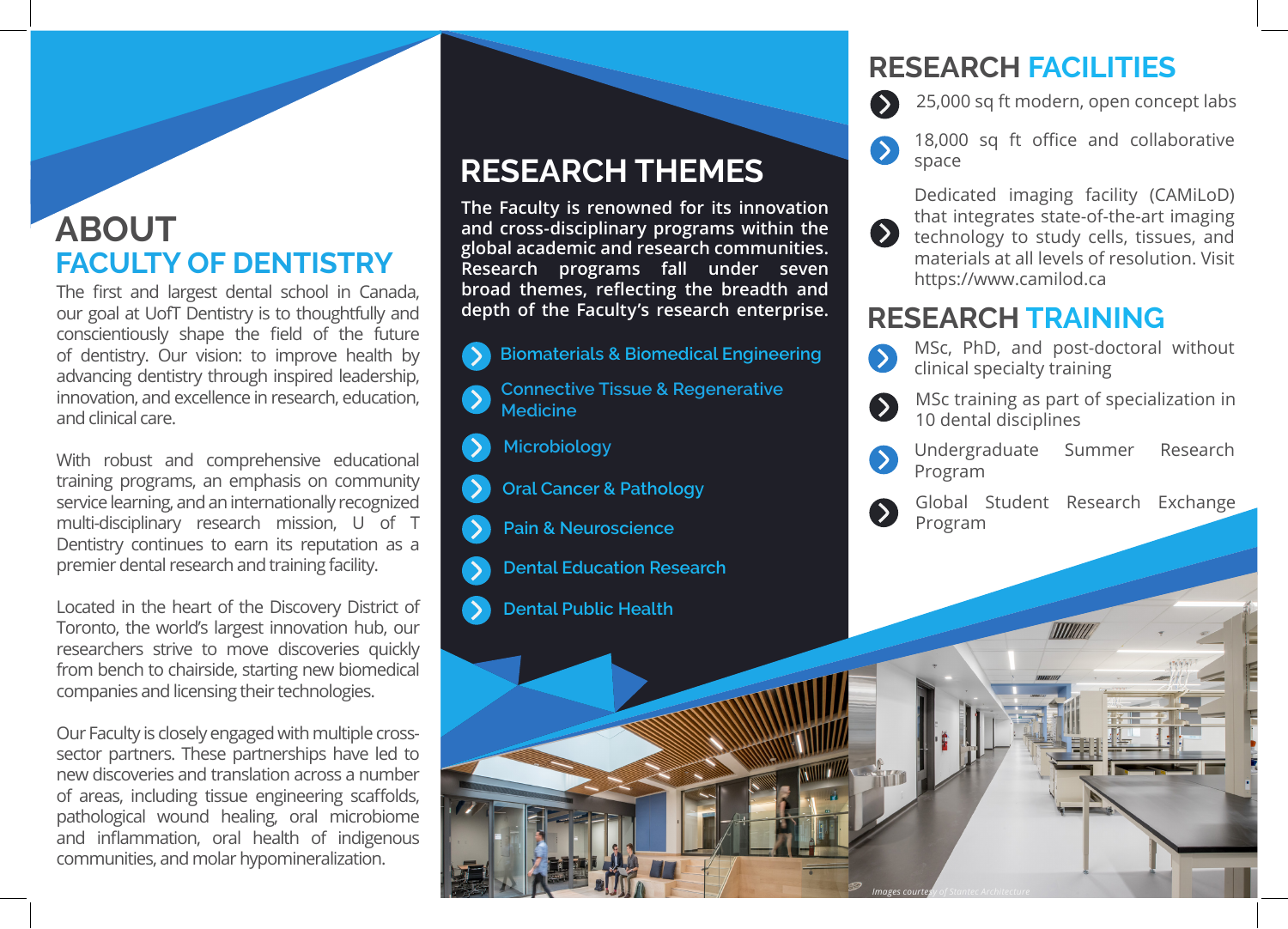## ABOUT FACULTY OF DENTISTRY

The first and largest dental school in Canada, our goal at UofT Dentistry is to thoughtfully and conscientiously shape the field of the future of dentistry. Our vision: to improve health by advancing dentistry through inspired leadership, innovation, and excellence in research, education, and clinical care.

With robust and comprehensive educational training programs, an emphasis on community service learning, and an internationally recognized multi-disciplinary research mission, U of T Dentistry continues to earn its reputation as a premier dental research and training facility.

Located in the heart of the Discovery District of Toronto, the world's largest innovation hub, our researchers strive to move discoveries quickly from bench to chairside, starting new biomedical companies and licensing their technologies.

Our Faculty is closely engaged with multiple cross-sector partners. These partnerships have led to new discoveries and translation across a number of areas, including tissue engineering scaffolds, pathological wound healing, oral microbiome and inflammation, oral health of indigenous communities, and molar hypomineralization.

## RESEARCH THEMES

**The Faculty is renowned for its innovation and cross-disciplinary programs within the global academic and research communities. Research programs fall under seven broad themes, reflecting the breadth and depth of the Faculty's research enterprise.**

- Biomaterials & Biomedical Engineering
- Connective Tissue & Regenerative Medicine
- Microbiology
- Oral Cancer & Pathology
- Pain & Neuroscience
- Dental Education Research
- Dental Public Health

## RESEARCH FACILITIES

- 25,000 sq ft modern, open concept labs
- 18,000 sq ft office and collaborative space
- Dedicated imaging facility (CAMiLoD) that integrates state-of-the-art imaging technology to study cells, tissues, and materials at all levels of resolution. Visit https://www.camilod.ca

## RESEARCH TRAINING

- MSc, PhD, and post-doctoral without clinical specialty training
- MSc training as part of specialization in 10 dental disciplines
- Undergraduate Summer Research Program
- Global Student Research Exchange Program

*Images courtesy of Stantec Architecture*